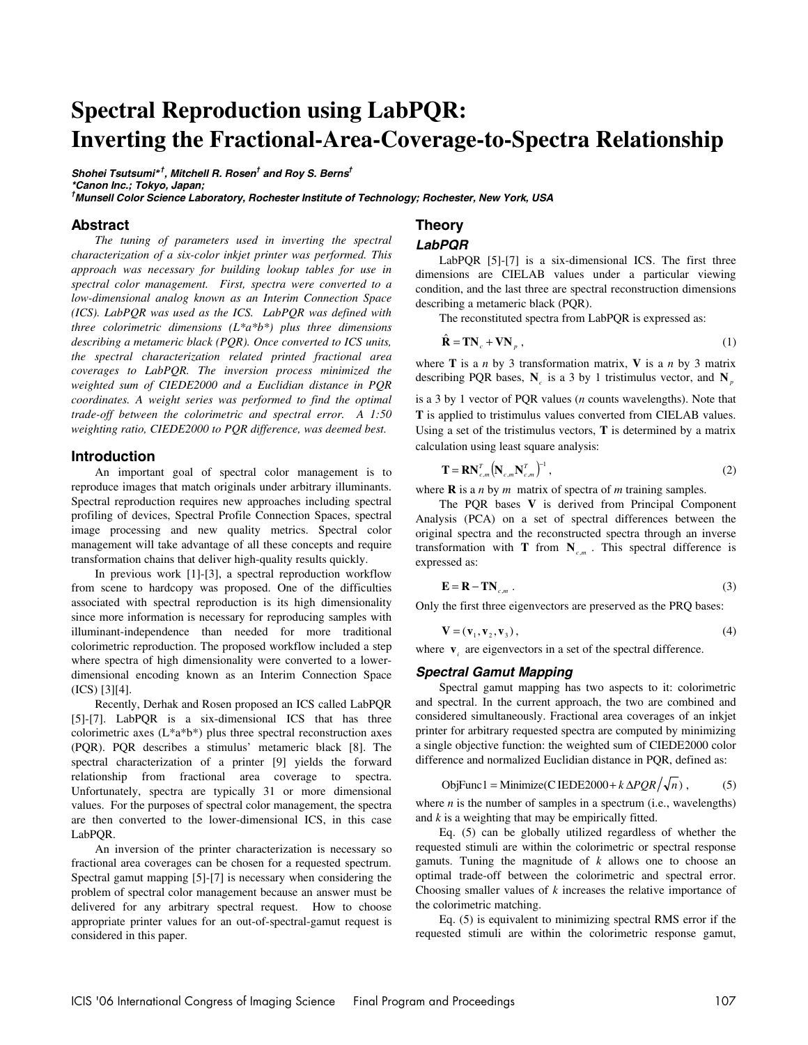# Spectral Reproduction using LabPQR: Inverting the Fractional-Area-Coverage-to-Spectra Relationship

***Shohei Tsutsumi*†, Mitchell R. Rosen† and Roy S. Berns†***
***\*Canon Inc.; Tokyo, Japan;***
***†Munsell Color Science Laboratory, Rochester Institute of Technology; Rochester, New York, USA***

## Abstract

*The tuning of parameters used in inverting the spectral characterization of a six-color inkjet printer was performed. This approach was necessary for building lookup tables for use in spectral color management. First, spectra were converted to a low-dimensional analog known as an Interim Connection Space (ICS). LabPQR was used as the ICS. LabPQR was defined with three colorimetric dimensions (L\*a\*b\*) plus three dimensions describing a metameric black (PQR). Once converted to ICS units, the spectral characterization related printed fractional area coverages to LabPQR. The inversion process minimized the weighted sum of CIEDE2000 and a Euclidian distance in PQR coordinates. A weight series was performed to find the optimal trade-off between the colorimetric and spectral error. A 1:50 weighting ratio, CIEDE2000 to PQR difference, was deemed best.*

## Introduction

An important goal of spectral color management is to reproduce images that match originals under arbitrary illuminants. Spectral reproduction requires new approaches including spectral profiling of devices, Spectral Profile Connection Spaces, spectral image processing and new quality metrics. Spectral color management will take advantage of all these concepts and require transformation chains that deliver high-quality results quickly.

In previous work [1]-[3], a spectral reproduction workflow from scene to hardcopy was proposed. One of the difficulties associated with spectral reproduction is its high dimensionality since more information is necessary for reproducing samples with illuminant-independence than needed for more traditional colorimetric reproduction. The proposed workflow included a step where spectra of high dimensionality were converted to a lower-dimensional encoding known as an Interim Connection Space (ICS) [3][4].

Recently, Derhak and Rosen proposed an ICS called LabPQR [5]-[7]. LabPQR is a six-dimensional ICS that has three colorimetric axes (L\*a\*b\*) plus three spectral reconstruction axes (PQR). PQR describes a stimulus' metameric black [8]. The spectral characterization of a printer [9] yields the forward relationship from fractional area coverage to spectra. Unfortunately, spectra are typically 31 or more dimensional values. For the purposes of spectral color management, the spectra are then converted to the lower-dimensional ICS, in this case LabPQR.

An inversion of the printer characterization is necessary so fractional area coverages can be chosen for a requested spectrum. Spectral gamut mapping [5]-[7] is necessary when considering the problem of spectral color management because an answer must be delivered for any arbitrary spectral request. How to choose appropriate printer values for an out-of-spectral-gamut request is considered in this paper.

## Theory

### LabPQR

LabPQR [5]-[7] is a six-dimensional ICS. The first three dimensions are CIELAB values under a particular viewing condition, and the last three are spectral reconstruction dimensions describing a metameric black (PQR).

The reconstituted spectra from LabPQR is expressed as:

$$\hat{\mathbf{R}} = \mathbf{T}\mathbf{N}_c + \mathbf{V}\mathbf{N}_p \,, \tag{1}$$

where $\mathbf{T}$ is a $n$ by 3 transformation matrix, $\mathbf{V}$ is a $n$ by 3 matrix describing PQR bases, $\mathbf{N}_c$ is a 3 by 1 tristimulus vector, and $\mathbf{N}_p$ is a 3 by 1 vector of PQR values ($n$ counts wavelengths). Note that $\mathbf{T}$ is applied to tristimulus values converted from CIELAB values. Using a set of the tristimulus vectors, $\mathbf{T}$ is determined by a matrix calculation using least square analysis:

$$\mathbf{T} = \mathbf{R}\mathbf{N}_{c,m}^{T}\left(\mathbf{N}_{c,m}\mathbf{N}_{c,m}^{T}\right)^{-1}, \tag{2}$$

where $\mathbf{R}$ is a $n$ by $m$ matrix of spectra of $m$ training samples.

The PQR bases $\mathbf{V}$ is derived from Principal Component Analysis (PCA) on a set of spectral differences between the original spectra and the reconstructed spectra through an inverse transformation with $\mathbf{T}$ from $\mathbf{N}_{c,m}$. This spectral difference is expressed as:

$$\mathbf{E} = \mathbf{R} - \mathbf{T}\mathbf{N}_{c,m} \,. \tag{3}$$

Only the first three eigenvectors are preserved as the PRQ bases:

$$\mathbf{V} = (\mathbf{v}_1, \mathbf{v}_2, \mathbf{v}_3)\,, \tag{4}$$

where $\mathbf{v}_i$ are eigenvectors in a set of the spectral difference.

### Spectral Gamut Mapping

Spectral gamut mapping has two aspects to it: colorimetric and spectral. In the current approach, the two are combined and considered simultaneously. Fractional area coverages of an inkjet printer for arbitrary requested spectra are computed by minimizing a single objective function: the weighted sum of CIEDE2000 color difference and normalized Euclidian distance in PQR, defined as:

$$\text{ObjFunc1} = \text{Minimize}(\text{CIEDE2000} + k\,\Delta PQR\big/\sqrt{n})\,, \tag{5}$$

where $n$ is the number of samples in a spectrum (i.e., wavelengths) and $k$ is a weighting that may be empirically fitted.

Eq. (5) can be globally utilized regardless of whether the requested stimuli are within the colorimetric or spectral response gamuts. Tuning the magnitude of $k$ allows one to choose an optimal trade-off between the colorimetric and spectral error. Choosing smaller values of $k$ increases the relative importance of the colorimetric matching.

Eq. (5) is equivalent to minimizing spectral RMS error if the requested stimuli are within the colorimetric response gamut,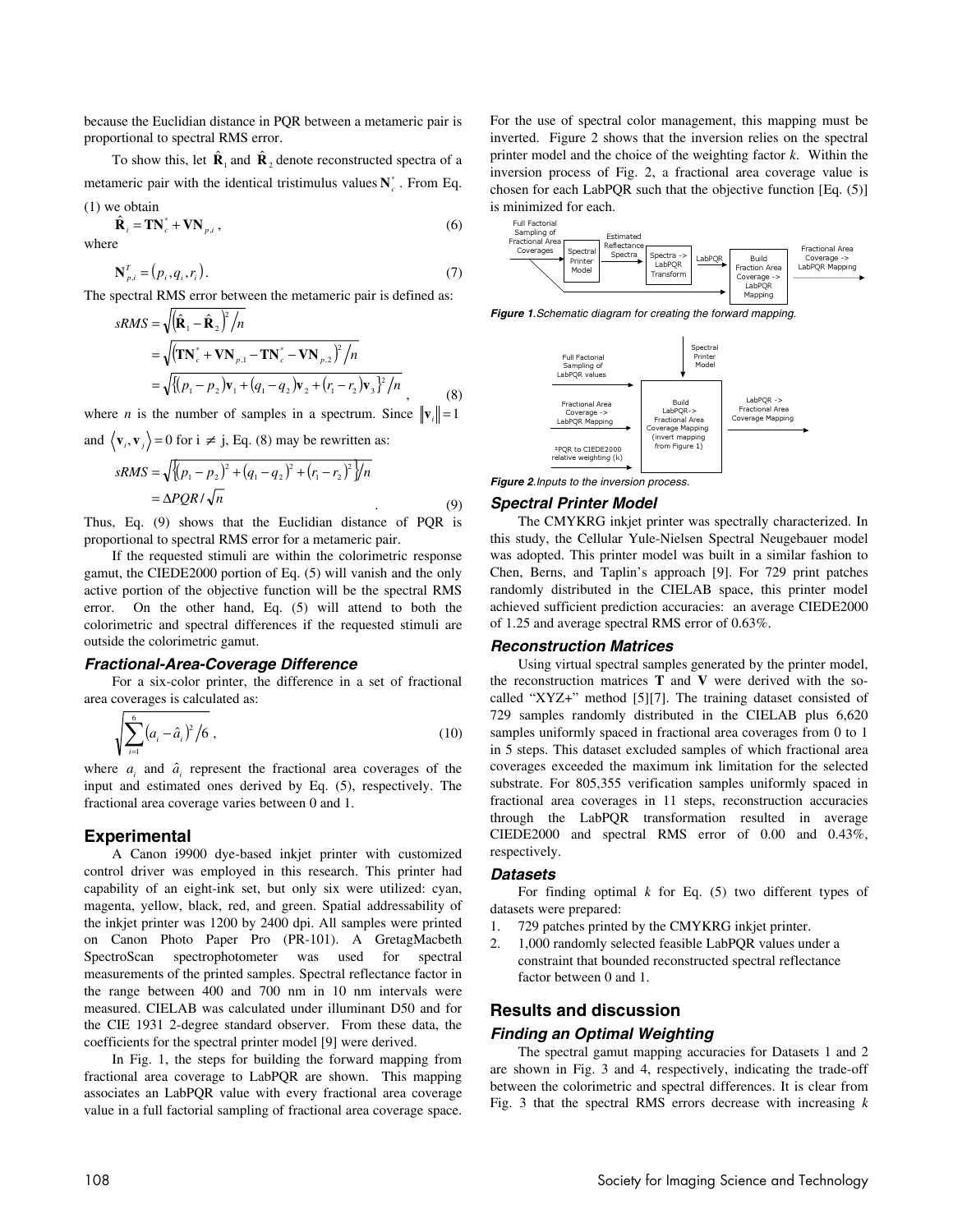because the Euclidian distance in PQR between a metameric pair is proportional to spectral RMS error.

To show this, let $\hat{\mathbf{R}}_1$ and $\hat{\mathbf{R}}_2$ denote reconstructed spectra of a metameric pair with the identical tristimulus values $\mathbf{N}_c^*$. From Eq. (1) we obtain

$$\hat{\mathbf{R}}_i = \mathbf{T}\mathbf{N}_c^* + \mathbf{V}\mathbf{N}_{p,i}\ , \tag{6}$$

where

$$\mathbf{N}_{p,i}^T = (p_i, q_i, r_i). \tag{7}$$

The spectral RMS error between the metameric pair is defined as:

$$\begin{aligned} sRMS &= \sqrt{\left(\hat{\mathbf{R}}_1 - \hat{\mathbf{R}}_2\right)^2 / n} \\ &= \sqrt{\left(\mathbf{T}\mathbf{N}_c^* + \mathbf{V}\mathbf{N}_{p,1} - \mathbf{T}\mathbf{N}_c^* - \mathbf{V}\mathbf{N}_{p,2}\right)^2 / n} \\ &= \sqrt{\left\{(p_1 - p_2)\mathbf{v}_1 + (q_1 - q_2)\mathbf{v}_2 + (r_1 - r_2)\mathbf{v}_3\right\}^2 / n}\ , \end{aligned} \tag{8}$$

where $n$ is the number of samples in a spectrum. Since $\|\mathbf{v}_i\| = 1$ and $\langle \mathbf{v}_i, \mathbf{v}_j \rangle = 0$ for i $\neq$ j, Eq. (8) may be rewritten as:

$$\begin{aligned} sRMS &= \sqrt{\left\{(p_1 - p_2)^2 + (q_1 - q_2)^2 + (r_1 - r_2)^2\right\} / n} \\ &= \Delta PQR / \sqrt{n} \end{aligned} \tag{9}$$

Thus, Eq. (9) shows that the Euclidian distance of PQR is proportional to spectral RMS error for a metameric pair.

If the requested stimuli are within the colorimetric response gamut, the CIEDE2000 portion of Eq. (5) will vanish and the only active portion of the objective function will be the spectral RMS error. On the other hand, Eq. (5) will attend to both the colorimetric and spectral differences if the requested stimuli are outside the colorimetric gamut.

### *Fractional-Area-Coverage Difference*

For a six-color printer, the difference in a set of fractional area coverages is calculated as:

$$\sqrt{\sum_{i=1}^{6} (a_i - \hat{a}_i)^2 / 6}\ , \tag{10}$$

where $a_i$ and $\hat{a}_i$ represent the fractional area coverages of the input and estimated ones derived by Eq. (5), respectively. The fractional area coverage varies between 0 and 1.

## Experimental

A Canon i9900 dye-based inkjet printer with customized control driver was employed in this research. This printer had capability of an eight-ink set, but only six were utilized: cyan, magenta, yellow, black, red, and green. Spatial addressability of the inkjet printer was 1200 by 2400 dpi. All samples were printed on Canon Photo Paper Pro (PR-101). A GretagMacbeth SpectroScan spectrophotometer was used for spectral measurements of the printed samples. Spectral reflectance factor in the range between 400 and 700 nm in 10 nm intervals were measured. CIELAB was calculated under illuminant D50 and for the CIE 1931 2-degree standard observer. From these data, the coefficients for the spectral printer model [9] were derived.

In Fig. 1, the steps for building the forward mapping from fractional area coverage to LabPQR are shown. This mapping associates an LabPQR value with every fractional area coverage value in a full factorial sampling of fractional area coverage space. For the use of spectral color management, this mapping must be inverted. Figure 2 shows that the inversion relies on the spectral printer model and the choice of the weighting factor $k$. Within the inversion process of Fig. 2, a fractional area coverage value is chosen for each LabPQR such that the objective function [Eq. (5)] is minimized for each.

***Figure 1.*** *Schematic diagram for creating the forward mapping.*

***Figure 2.*** *Inputs to the inversion process.*

### *Spectral Printer Model*

The CMYKRG inkjet printer was spectrally characterized. In this study, the Cellular Yule-Nielsen Spectral Neugebauer model was adopted. This printer model was built in a similar fashion to Chen, Berns, and Taplin's approach [9]. For 729 print patches randomly distributed in the CIELAB space, this printer model achieved sufficient prediction accuracies: an average CIEDE2000 of 1.25 and average spectral RMS error of 0.63%.

### *Reconstruction Matrices*

Using virtual spectral samples generated by the printer model, the reconstruction matrices **T** and **V** were derived with the so-called "XYZ+" method [5][7]. The training dataset consisted of 729 samples randomly distributed in the CIELAB plus 6,620 samples uniformly spaced in fractional area coverages from 0 to 1 in 5 steps. This dataset excluded samples of which fractional area coverages exceeded the maximum ink limitation for the selected substrate. For 805,355 verification samples uniformly spaced in fractional area coverages in 11 steps, reconstruction accuracies through the LabPQR transformation resulted in average CIEDE2000 and spectral RMS error of 0.00 and 0.43%, respectively.

### *Datasets*

For finding optimal $k$ for Eq. (5) two different types of datasets were prepared:

1. 729 patches printed by the CMYKRG inkjet printer.
2. 1,000 randomly selected feasible LabPQR values under a constraint that bounded reconstructed spectral reflectance factor between 0 and 1.

## Results and discussion

### *Finding an Optimal Weighting*

The spectral gamut mapping accuracies for Datasets 1 and 2 are shown in Fig. 3 and 4, respectively, indicating the trade-off between the colorimetric and spectral differences. It is clear from Fig. 3 that the spectral RMS errors decrease with increasing $k$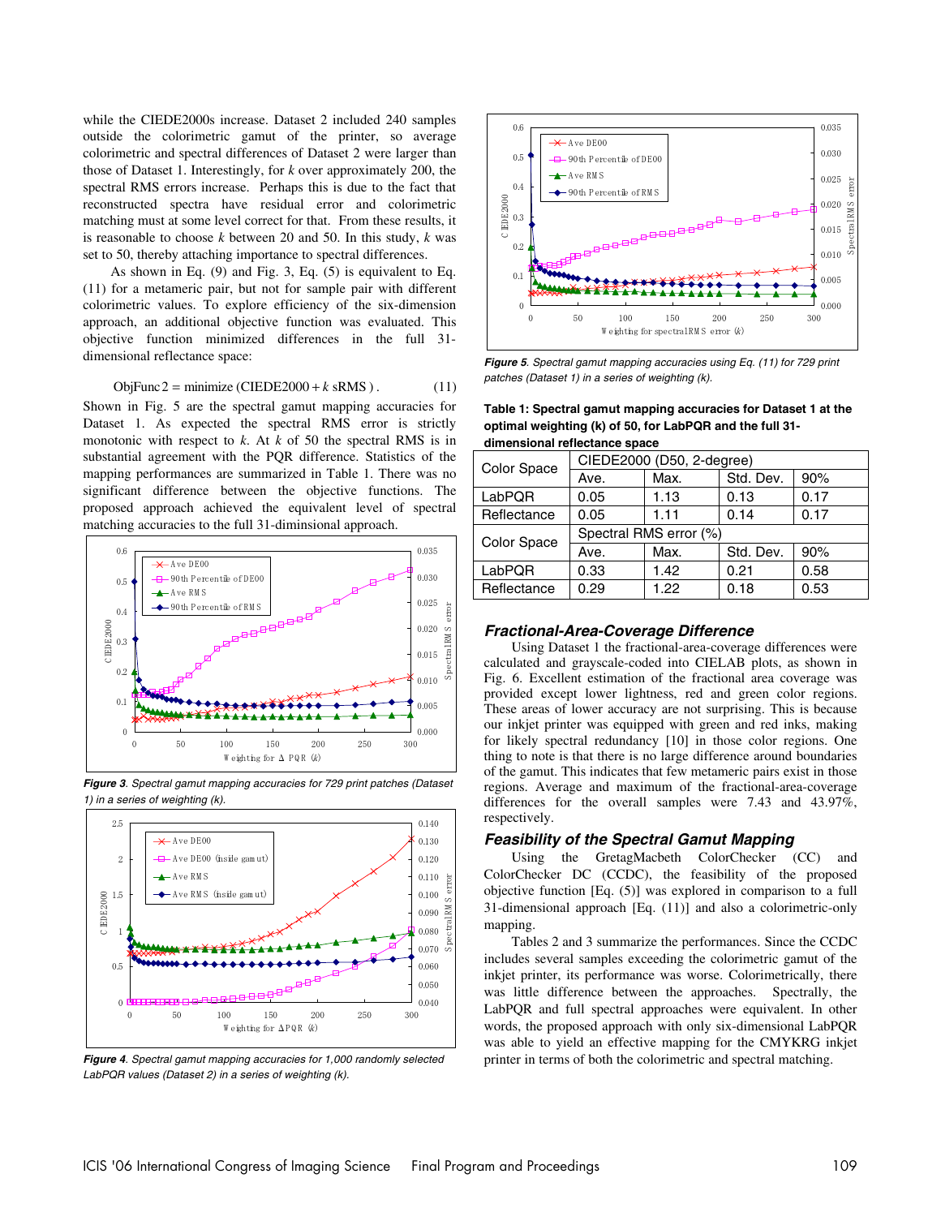while the CIEDE2000s increase. Dataset 2 included 240 samples outside the colorimetric gamut of the printer, so average colorimetric and spectral differences of Dataset 2 were larger than those of Dataset 1. Interestingly, for $k$ over approximately 200, the spectral RMS errors increase. Perhaps this is due to the fact that reconstructed spectra have residual error and colorimetric matching must at some level correct for that. From these results, it is reasonable to choose $k$ between 20 and 50. In this study, $k$ was set to 50, thereby attaching importance to spectral differences.

As shown in Eq. (9) and Fig. 3, Eq. (5) is equivalent to Eq. (11) for a metameric pair, but not for sample pair with different colorimetric values. To explore efficiency of the six-dimension approach, an additional objective function was evaluated. This objective function minimized differences in the full 31-dimensional reflectance space:

$$\text{ObjFunc2} = \text{minimize}\,(\text{CIEDE2000} + k\ \text{sRMS}\,). \qquad (11)$$

Shown in Fig. 5 are the spectral gamut mapping accuracies for Dataset 1. As expected the spectral RMS error is strictly monotonic with respect to $k$. At $k$ of 50 the spectral RMS is in substantial agreement with the PQR difference. Statistics of the mapping performances are summarized in Table 1. There was no significant difference between the objective functions. The proposed approach achieved the equivalent level of spectral matching accuracies to the full 31-diminsional approach.

*Figure 3. Spectral gamut mapping accuracies for 729 print patches (Dataset 1) in a series of weighting (k).*

*Figure 4. Spectral gamut mapping accuracies for 1,000 randomly selected LabPQR values (Dataset 2) in a series of weighting (k).*

*Figure 5. Spectral gamut mapping accuracies using Eq. (11) for 729 print patches (Dataset 1) in a series of weighting (k).*

**Table 1: Spectral gamut mapping accuracies for Dataset 1 at the optimal weighting (k) of 50, for LabPQR and the full 31-dimensional reflectance space**

| Color Space | CIEDE2000 (D50, 2-degree) | | | |
|---|---|---|---|---|
| | Ave. | Max. | Std. Dev. | 90% |
| LabPQR | 0.05 | 1.13 | 0.13 | 0.17 |
| Reflectance | 0.05 | 1.11 | 0.14 | 0.17 |
| Color Space | Spectral RMS error (%) | | | |
| | Ave. | Max. | Std. Dev. | 90% |
| LabPQR | 0.33 | 1.42 | 0.21 | 0.58 |
| Reflectance | 0.29 | 1.22 | 0.18 | 0.53 |

### Fractional-Area-Coverage Difference

Using Dataset 1 the fractional-area-coverage differences were calculated and grayscale-coded into CIELAB plots, as shown in Fig. 6. Excellent estimation of the fractional area coverage was provided except lower lightness, red and green color regions. These areas of lower accuracy are not surprising. This is because our inkjet printer was equipped with green and red inks, making for likely spectral redundancy [10] in those color regions. One thing to note is that there is no large difference around boundaries of the gamut. This indicates that few metameric pairs exist in those regions. Average and maximum of the fractional-area-coverage differences for the overall samples were 7.43 and 43.97%, respectively.

### Feasibility of the Spectral Gamut Mapping

Using the GretagMacbeth ColorChecker (CC) and ColorChecker DC (CCDC), the feasibility of the proposed objective function [Eq. (5)] was explored in comparison to a full 31-dimensional approach [Eq. (11)] and also a colorimetric-only mapping.

Tables 2 and 3 summarize the performances. Since the CCDC includes several samples exceeding the colorimetric gamut of the inkjet printer, its performance was worse. Colorimetrically, there was little difference between the approaches. Spectrally, the LabPQR and full spectral approaches were equivalent. In other words, the proposed approach with only six-dimensional LabPQR was able to yield an effective mapping for the CMYKRG inkjet printer in terms of both the colorimetric and spectral matching.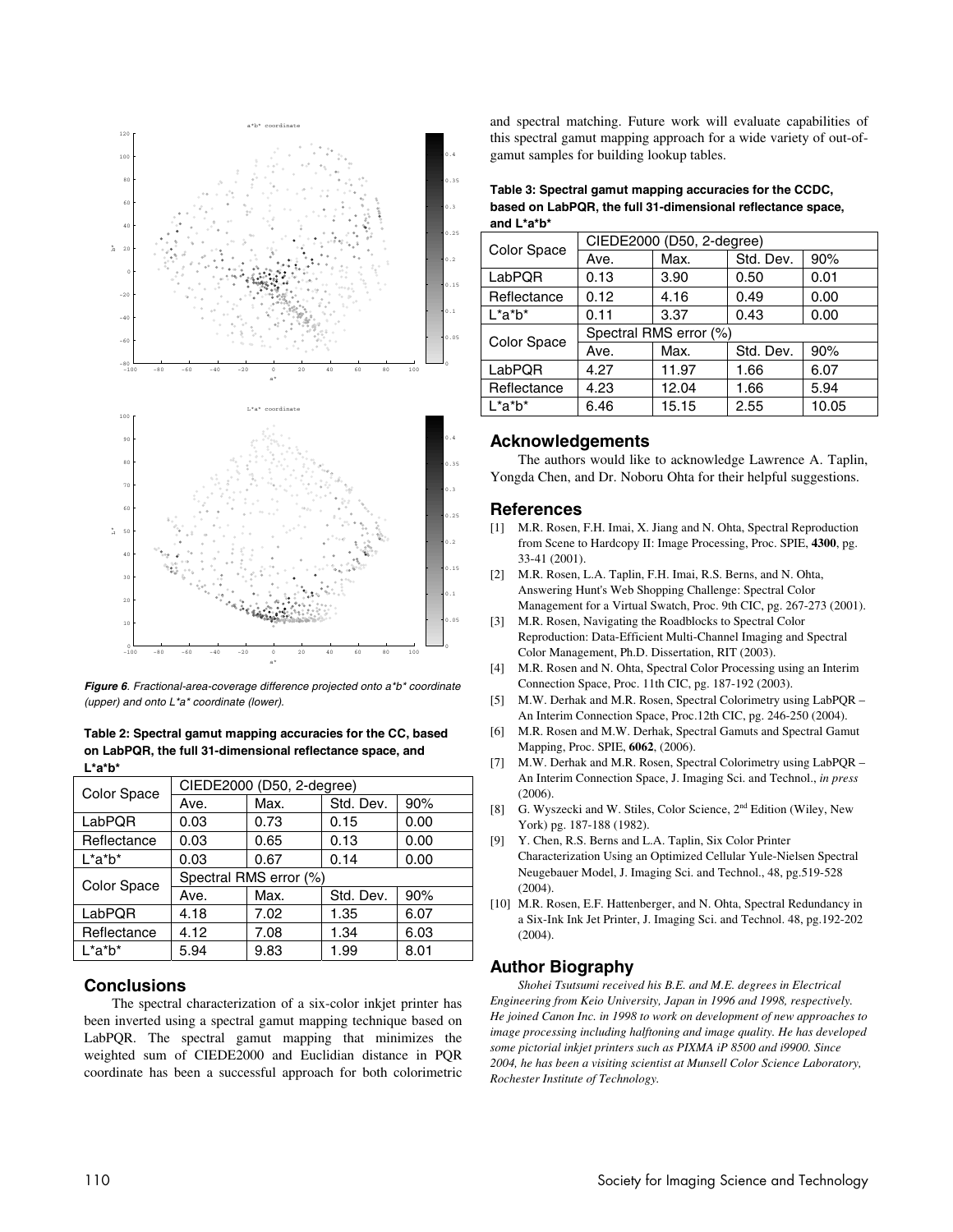a*b* coordinate

L*a* coordinate

*Figure 6. Fractional-area-coverage difference projected onto a*b* coordinate (upper) and onto L*a* coordinate (lower).*

**Table 2: Spectral gamut mapping accuracies for the CC, based on LabPQR, the full 31-dimensional reflectance space, and L*a*b***

| Color Space | CIEDE2000 (D50, 2-degree) | | | |
|---|---|---|---|---|
| | Ave. | Max. | Std. Dev. | 90% |
| LabPQR | 0.03 | 0.73 | 0.15 | 0.00 |
| Reflectance | 0.03 | 0.65 | 0.13 | 0.00 |
| L*a*b* | 0.03 | 0.67 | 0.14 | 0.00 |
| Color Space | Spectral RMS error (%) | | | |
| | Ave. | Max. | Std. Dev. | 90% |
| LabPQR | 4.18 | 7.02 | 1.35 | 6.07 |
| Reflectance | 4.12 | 7.08 | 1.34 | 6.03 |
| L*a*b* | 5.94 | 9.83 | 1.99 | 8.01 |

## Conclusions

The spectral characterization of a six-color inkjet printer has been inverted using a spectral gamut mapping technique based on LabPQR. The spectral gamut mapping that minimizes the weighted sum of CIEDE2000 and Euclidian distance in PQR coordinate has been a successful approach for both colorimetric and spectral matching. Future work will evaluate capabilities of this spectral gamut mapping approach for a wide variety of out-of-gamut samples for building lookup tables.

**Table 3: Spectral gamut mapping accuracies for the CCDC, based on LabPQR, the full 31-dimensional reflectance space, and L*a*b***

| Color Space | CIEDE2000 (D50, 2-degree) | | | |
|---|---|---|---|---|
| | Ave. | Max. | Std. Dev. | 90% |
| LabPQR | 0.13 | 3.90 | 0.50 | 0.01 |
| Reflectance | 0.12 | 4.16 | 0.49 | 0.00 |
| L*a*b* | 0.11 | 3.37 | 0.43 | 0.00 |
| Color Space | Spectral RMS error (%) | | | |
| | Ave. | Max. | Std. Dev. | 90% |
| LabPQR | 4.27 | 11.97 | 1.66 | 6.07 |
| Reflectance | 4.23 | 12.04 | 1.66 | 5.94 |
| L*a*b* | 6.46 | 15.15 | 2.55 | 10.05 |

## Acknowledgements

The authors would like to acknowledge Lawrence A. Taplin, Yongda Chen, and Dr. Noboru Ohta for their helpful suggestions.

## References

[1] M.R. Rosen, F.H. Imai, X. Jiang and N. Ohta, Spectral Reproduction from Scene to Hardcopy II: Image Processing, Proc. SPIE, **4300**, pg. 33-41 (2001).

[2] M.R. Rosen, L.A. Taplin, F.H. Imai, R.S. Berns, and N. Ohta, Answering Hunt's Web Shopping Challenge: Spectral Color Management for a Virtual Swatch, Proc. 9th CIC, pg. 267-273 (2001).

[3] M.R. Rosen, Navigating the Roadblocks to Spectral Color Reproduction: Data-Efficient Multi-Channel Imaging and Spectral Color Management, Ph.D. Dissertation, RIT (2003).

[4] M.R. Rosen and N. Ohta, Spectral Color Processing using an Interim Connection Space, Proc. 11th CIC, pg. 187-192 (2003).

[5] M.W. Derhak and M.R. Rosen, Spectral Colorimetry using LabPQR – An Interim Connection Space, Proc.12th CIC, pg. 246-250 (2004).

[6] M.R. Rosen and M.W. Derhak, Spectral Gamuts and Spectral Gamut Mapping, Proc. SPIE, **6062**, (2006).

[7] M.W. Derhak and M.R. Rosen, Spectral Colorimetry using LabPQR – An Interim Connection Space, J. Imaging Sci. and Technol., *in press* (2006).

[8] G. Wyszecki and W. Stiles, Color Science, 2nd Edition (Wiley, New York) pg. 187-188 (1982).

[9] Y. Chen, R.S. Berns and L.A. Taplin, Six Color Printer Characterization Using an Optimized Cellular Yule-Nielsen Spectral Neugebauer Model, J. Imaging Sci. and Technol., 48, pg.519-528 (2004).

[10] M.R. Rosen, E.F. Hattenberger, and N. Ohta, Spectral Redundancy in a Six-Ink Ink Jet Printer, J. Imaging Sci. and Technol. 48, pg.192-202 (2004).

## Author Biography

*Shohei Tsutsumi received his B.E. and M.E. degrees in Electrical Engineering from Keio University, Japan in 1996 and 1998, respectively. He joined Canon Inc. in 1998 to work on development of new approaches to image processing including halftoning and image quality. He has developed some pictorial inkjet printers such as PIXMA iP 8500 and i9900. Since 2004, he has been a visiting scientist at Munsell Color Science Laboratory, Rochester Institute of Technology.*